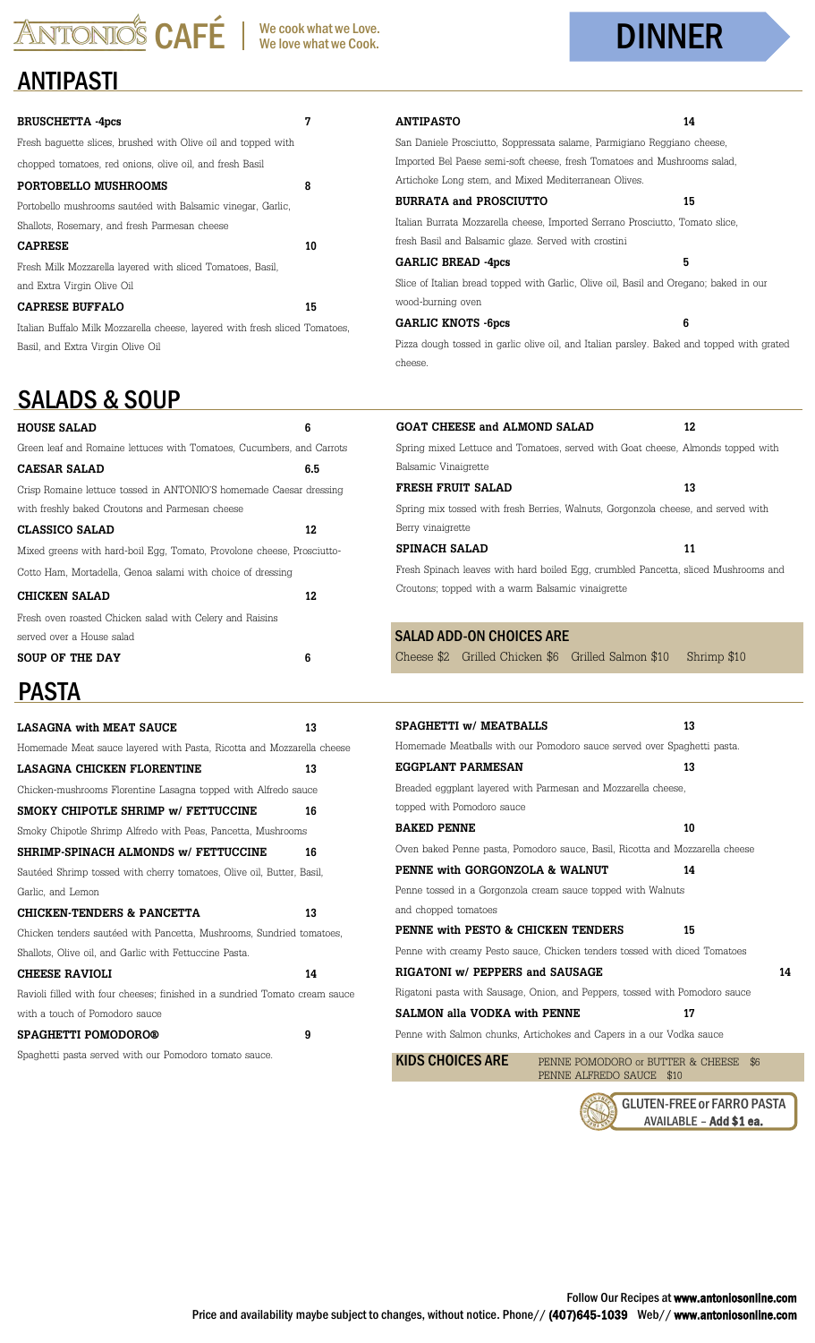# ANTONIO'S CAFÉ | We cook what we Love. We love what we Cook.

# DINNER

## ANTIPASTI

**BRUSCHETTA -4pcs** 7

Fresh baguette slices, brushed with Olive oil and topped with chopped tomatoes, red onions, olive oil, and fresh Basil

**PORTOBELLO MUSHROOMS** 8

Portobello mushrooms sautéed with Balsamic vinegar, Garlic, Shallots, Rosemary, and fresh Parmesan cheese

**CAPRESE** 10

Fresh Milk Mozzarella layered with sliced Tomatoes, Basil, and Extra Virgin Olive Oil

**CAPRESE BUFFALO** 15

Italian Buffalo Milk Mozzarella cheese, layered with fresh sliced Tomatoes, Basil, and Extra Virgin Olive Oil

**ANTIPASTO** 14

San Daniele Prosciutto, Soppressata salame, Parmigiano Reggiano cheese, Imported Bel Paese semi-soft cheese, fresh Tomatoes and Mushrooms salad, Artichoke Long stem, and Mixed Mediterranean Olives.

**BURRATA and PROSCIUTTO** 15

Italian Burrata Mozzarella cheese, Imported Serrano Prosciutto, Tomato slice, fresh Basil and Balsamic glaze. Served with crostini

**GARLIC BREAD -4pcs** 5

Slice of Italian bread topped with Garlic, Olive oil, Basil and Oregano; baked in our wood-burning oven

**GARLIC KNOTS -6pcs** 6

Pizza dough tossed in garlic olive oil, and Italian parsley. Baked and topped with grated cheese.

## SALADS & SOUP

**HOUSE SALAD** 6

Green leaf and Romaine lettuces with Tomatoes, Cucumbers, and Carrots

**CAESAR SALAD** 6.5

Crisp Romaine lettuce tossed in ANTONIO'S homemade Caesar dressing with freshly baked Croutons and Parmesan cheese

**CLASSICO SALAD** 12

Mixed greens with hard-boil Egg, Tomato, Provolone cheese, Prosciutto-Cotto Ham, Mortadella, Genoa salami with choice of dressing

**CHICKEN SALAD** 12

Fresh oven roasted Chicken salad with Celery and Raisins served over a House salad

**SOUP OF THE DAY** 6

**GOAT CHEESE and ALMOND SALAD** 12

Spring mixed Lettuce and Tomatoes, served with Goat cheese, Almonds topped with Balsamic Vinaigrette

**FRESH FRUIT SALAD** 13

Spring mix tossed with fresh Berries, Walnuts, Gorgonzola cheese, and served with Berry vinaigrette

**SPINACH SALAD** 11

Fresh Spinach leaves with hard boiled Egg, crumbled Pancetta, sliced Mushrooms and Croutons; topped with a warm Balsamic vinaigrette

### SALAD ADD-ON CHOICES ARE

Cheese $2 Grilled Chicken $6 Grilled Salmon $10 Shrimp $10

## PASTA

**LASAGNA with MEAT SAUCE** 13

Homemade Meat sauce layered with Pasta, Ricotta and Mozzarella cheese

**LASAGNA CHICKEN FLORENTINE** 13

Chicken-mushrooms Florentine Lasagna topped with Alfredo sauce

**SMOKY CHIPOTLE SHRIMP w/ FETTUCCINE** 16

Smoky Chipotle Shrimp Alfredo with Peas, Pancetta, Mushrooms

**SHRIMP-SPINACH ALMONDS w/ FETTUCCINE** 16

Sautéed Shrimp tossed with cherry tomatoes, Olive oil, Butter, Basil, Garlic, and Lemon

**CHICKEN-TENDERS & PANCETTA** 13

Chicken tenders sautéed with Pancetta, Mushrooms, Sundried tomatoes, Shallots, Olive oil, and Garlic with Fettuccine Pasta.

**CHEESE RAVIOLI** 14

Ravioli filled with four cheeses; finished in a sundried Tomato cream sauce with a touch of Pomodoro sauce

**SPAGHETTI POMODORO®** 9

Spaghetti pasta served with our Pomodoro tomato sauce.

**SPAGHETTI w/ MEATBALLS** 13

Homemade Meatballs with our Pomodoro sauce served over Spaghetti pasta.

**EGGPLANT PARMESAN** 13

Breaded eggplant layered with Parmesan and Mozzarella cheese, topped with Pomodoro sauce

**BAKED PENNE** 10

Oven baked Penne pasta, Pomodoro sauce, Basil, Ricotta and Mozzarella cheese

**PENNE with GORGONZOLA & WALNUT** 14

Penne tossed in a Gorgonzola cream sauce topped with Walnuts and chopped tomatoes

**PENNE with PESTO & CHICKEN TENDERS** 15

Penne with creamy Pesto sauce, Chicken tenders tossed with diced Tomatoes

**RIGATONI w/ PEPPERS and SAUSAGE** 14

Rigatoni pasta with Sausage, Onion, and Peppers, tossed with Pomodoro sauce

**SALMON alla VODKA with PENNE** 17

Penne with Salmon chunks, Artichokes and Capers in a our Vodka sauce

**KIDS CHOICES ARE** PENNE POMODORO or BUTTER & CHEESE $6
PENNE ALFREDO SAUCE $10

GLUTEN-FREE or FARRO PASTA AVAILABLE – **Add $1 ea.**

Follow Our Recipes at **www.antoniosonline.com**

Price and availability maybe subject to changes, without notice. Phone// **(407)645-1039** Web// **www.antoniosonline.com**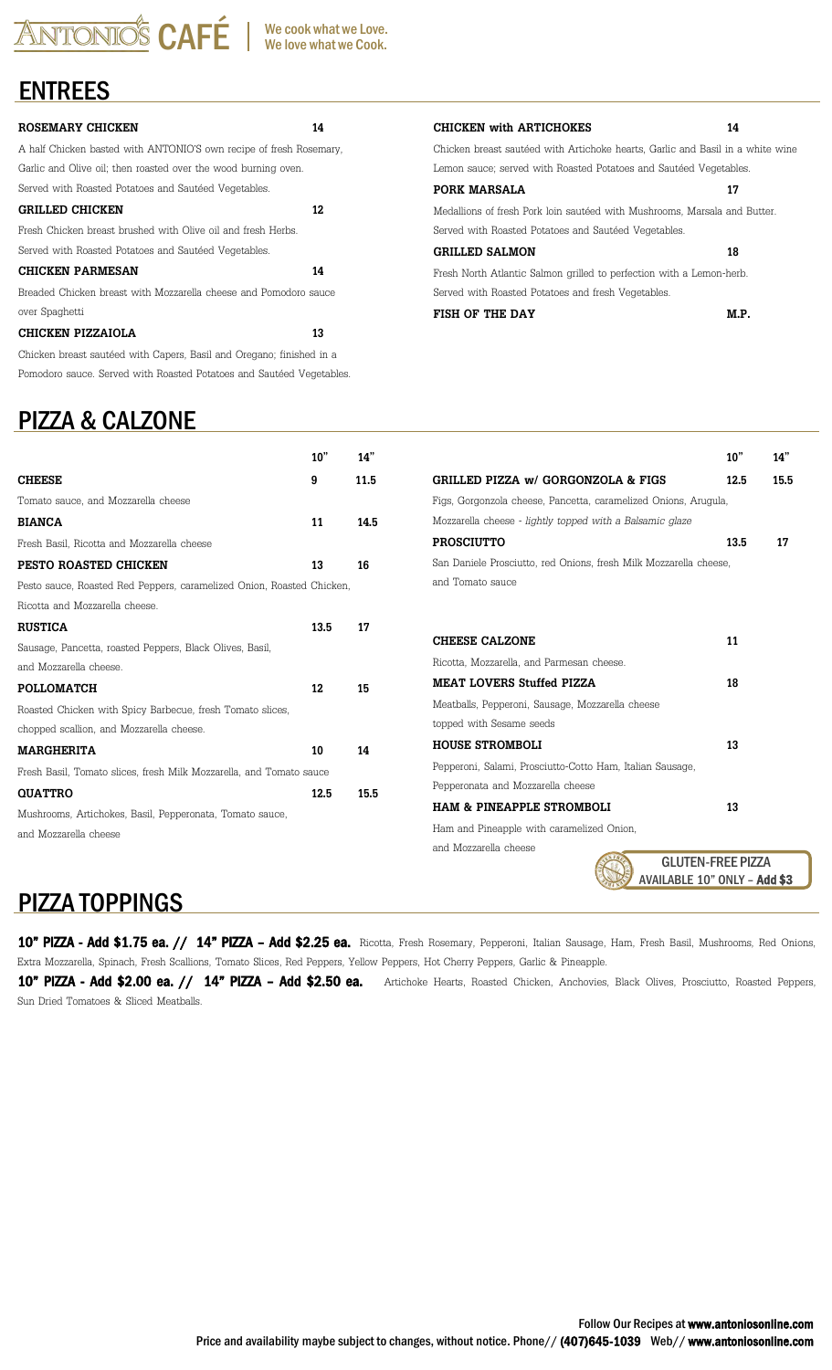# ANTONIO'S CAFÉ

We cook what we Love.
We love what we Cook.

## ENTREES

**ROSEMARY CHICKEN** 14

A half Chicken basted with ANTONIO'S own recipe of fresh Rosemary, Garlic and Olive oil; then roasted over the wood burning oven. Served with Roasted Potatoes and Sautéed Vegetables.

**GRILLED CHICKEN** 12

Fresh Chicken breast brushed with Olive oil and fresh Herbs. Served with Roasted Potatoes and Sautéed Vegetables.

**CHICKEN PARMESAN** 14

Breaded Chicken breast with Mozzarella cheese and Pomodoro sauce over Spaghetti

**CHICKEN PIZZAIOLA** 13

Chicken breast sautéed with Capers, Basil and Oregano; finished in a Pomodoro sauce. Served with Roasted Potatoes and Sautéed Vegetables.

**CHICKEN with ARTICHOKES** 14

Chicken breast sautéed with Artichoke hearts, Garlic and Basil in a white wine Lemon sauce; served with Roasted Potatoes and Sautéed Vegetables.

**PORK MARSALA** 17

Medallions of fresh Pork loin sautéed with Mushrooms, Marsala and Butter. Served with Roasted Potatoes and Sautéed Vegetables.

**GRILLED SALMON** 18

Fresh North Atlantic Salmon grilled to perfection with a Lemon-herb. Served with Roasted Potatoes and fresh Vegetables.

**FISH OF THE DAY** M.P.

## PIZZA & CALZONE

| | 10" | 14" |
|---|---|---|
| **CHEESE**<br>Tomato sauce, and Mozzarella cheese | 9 | 11.5 |
| **BIANCA**<br>Fresh Basil, Ricotta and Mozzarella cheese | 11 | 14.5 |
| **PESTO ROASTED CHICKEN**<br>Pesto sauce, Roasted Red Peppers, caramelized Onion, Roasted Chicken, Ricotta and Mozzarella cheese. | 13 | 16 |
| **RUSTICA**<br>Sausage, Pancetta, roasted Peppers, Black Olives, Basil, and Mozzarella cheese. | 13.5 | 17 |
| **POLLOMATCH**<br>Roasted Chicken with Spicy Barbecue, fresh Tomato slices, chopped scallion, and Mozzarella cheese. | 12 | 15 |
| **MARGHERITA**<br>Fresh Basil, Tomato slices, fresh Milk Mozzarella, and Tomato sauce | 10 | 14 |
| **QUATTRO**<br>Mushrooms, Artichokes, Basil, Pepperonata, Tomato sauce, and Mozzarella cheese | 12.5 | 15.5 |
| **GRILLED PIZZA w/ GORGONZOLA & FIGS**<br>Figs, Gorgonzola cheese, Pancetta, caramelized Onions, Arugula, Mozzarella cheese - *lightly topped with a Balsamic glaze* | 12.5 | 15.5 |
| **PROSCIUTTO**<br>San Daniele Prosciutto, red Onions, fresh Milk Mozzarella cheese, and Tomato sauce | 13.5 | 17 |

**CHEESE CALZONE** 11

Ricotta, Mozzarella, and Parmesan cheese.

**MEAT LOVERS Stuffed PIZZA** 18

Meatballs, Pepperoni, Sausage, Mozzarella cheese topped with Sesame seeds

**HOUSE STROMBOLI** 13

Pepperoni, Salami, Prosciutto-Cotto Ham, Italian Sausage, Pepperonata and Mozzarella cheese

**HAM & PINEAPPLE STROMBOLI** 13

Ham and Pineapple with caramelized Onion, and Mozzarella cheese

GLUTEN-FREE PIZZA AVAILABLE 10" ONLY – **Add $3**

## PIZZA TOPPINGS

**10" PIZZA - Add $1.75 ea. // 14" PIZZA – Add $2.25 ea.** Ricotta, Fresh Rosemary, Pepperoni, Italian Sausage, Ham, Fresh Basil, Mushrooms, Red Onions, Extra Mozzarella, Spinach, Fresh Scallions, Tomato Slices, Red Peppers, Yellow Peppers, Hot Cherry Peppers, Garlic & Pineapple.

**10" PIZZA - Add $2.00 ea. // 14" PIZZA – Add $2.50 ea.** Artichoke Hearts, Roasted Chicken, Anchovies, Black Olives, Prosciutto, Roasted Peppers, Sun Dried Tomatoes & Sliced Meatballs.

Follow Our Recipes at **www.antoniosonline.com**

Price and availability maybe subject to changes, without notice. Phone// **(407)645-1039** Web// **www.antoniosonline.com**